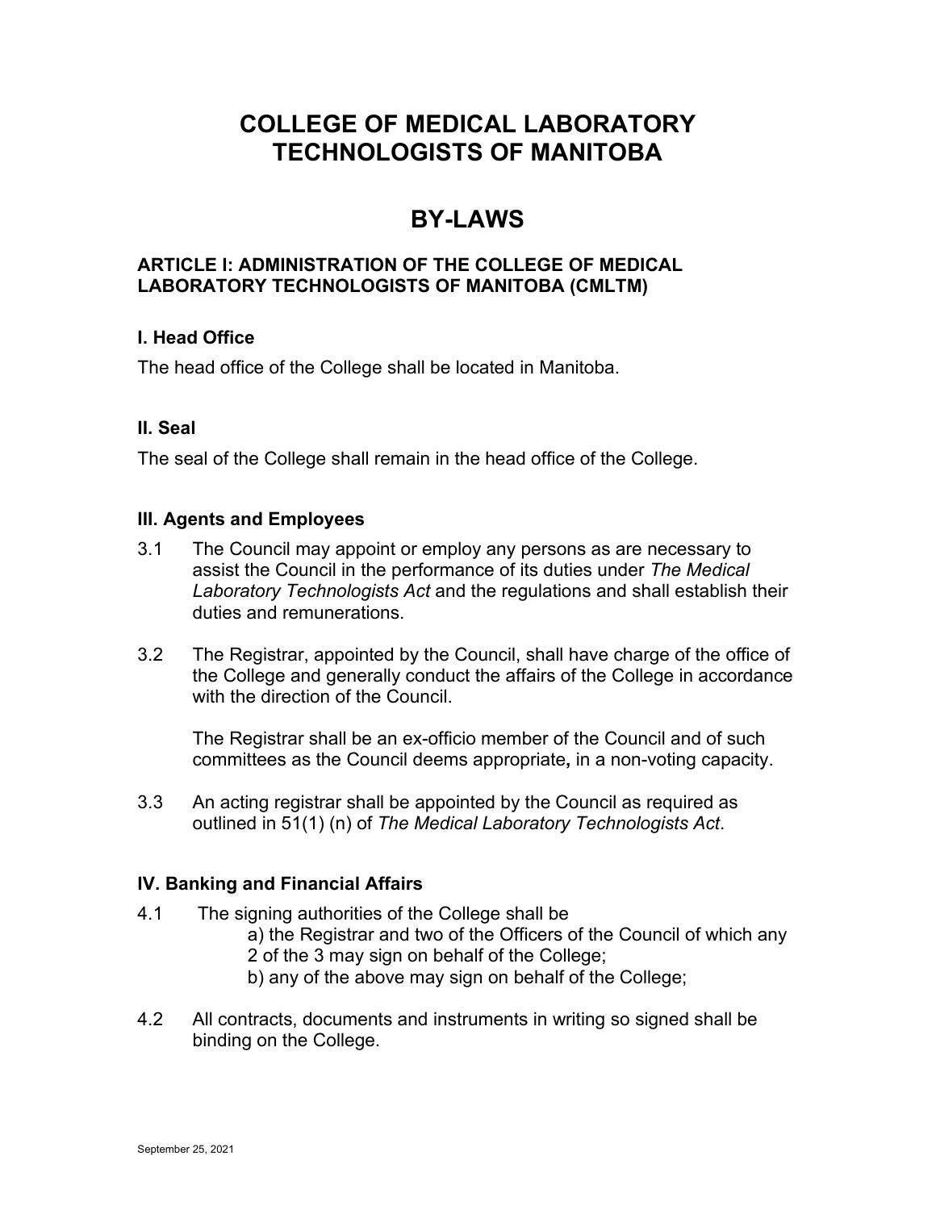# COLLEGE OF MEDICAL LABORATORY TECHNOLOGISTS OF MANITOBA

# BY-LAWS

### ARTICLE I: ADMINISTRATION OF THE COLLEGE OF MEDICAL LABORATORY TECHNOLOGISTS OF MANITOBA (CMLTM)

#### I. Head Office

The head office of the College shall be located in Manitoba.

#### II. Seal

The seal of the College shall remain in the head office of the College.

#### III. Agents and Employees

3.1 The Council may appoint or employ any persons as are necessary to assist the Council in the performance of its duties under *The Medical Laboratory Technologists Act* and the regulations and shall establish their duties and remunerations.

3.2 The Registrar, appointed by the Council, shall have charge of the office of the College and generally conduct the affairs of the College in accordance with the direction of the Council.

The Registrar shall be an ex-officio member of the Council and of such committees as the Council deems appropriate**,** in a non-voting capacity.

3.3 An acting registrar shall be appointed by the Council as required as outlined in 51(1) (n) of *The Medical Laboratory Technologists Act*.

#### IV. Banking and Financial Affairs

4.1 The signing authorities of the College shall be
  a) the Registrar and two of the Officers of the Council of which any 2 of the 3 may sign on behalf of the College;
  b) any of the above may sign on behalf of the College;

4.2 All contracts, documents and instruments in writing so signed shall be binding on the College.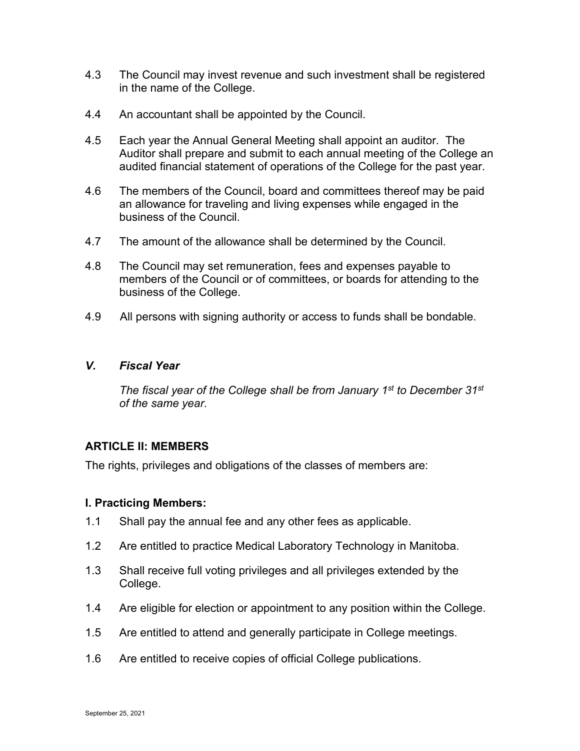4.3 The Council may invest revenue and such investment shall be registered in the name of the College.

4.4 An accountant shall be appointed by the Council.

4.5 Each year the Annual General Meeting shall appoint an auditor. The Auditor shall prepare and submit to each annual meeting of the College an audited financial statement of operations of the College for the past year.

4.6 The members of the Council, board and committees thereof may be paid an allowance for traveling and living expenses while engaged in the business of the Council.

4.7 The amount of the allowance shall be determined by the Council.

4.8 The Council may set remuneration, fees and expenses payable to members of the Council or of committees, or boards for attending to the business of the College.

4.9 All persons with signing authority or access to funds shall be bondable.

### *V. Fiscal Year*

*The fiscal year of the College shall be from January 1st to December 31st of the same year.*

## ARTICLE II: MEMBERS

The rights, privileges and obligations of the classes of members are:

### I. Practicing Members:

1.1 Shall pay the annual fee and any other fees as applicable.

1.2 Are entitled to practice Medical Laboratory Technology in Manitoba.

1.3 Shall receive full voting privileges and all privileges extended by the College.

1.4 Are eligible for election or appointment to any position within the College.

1.5 Are entitled to attend and generally participate in College meetings.

1.6 Are entitled to receive copies of official College publications.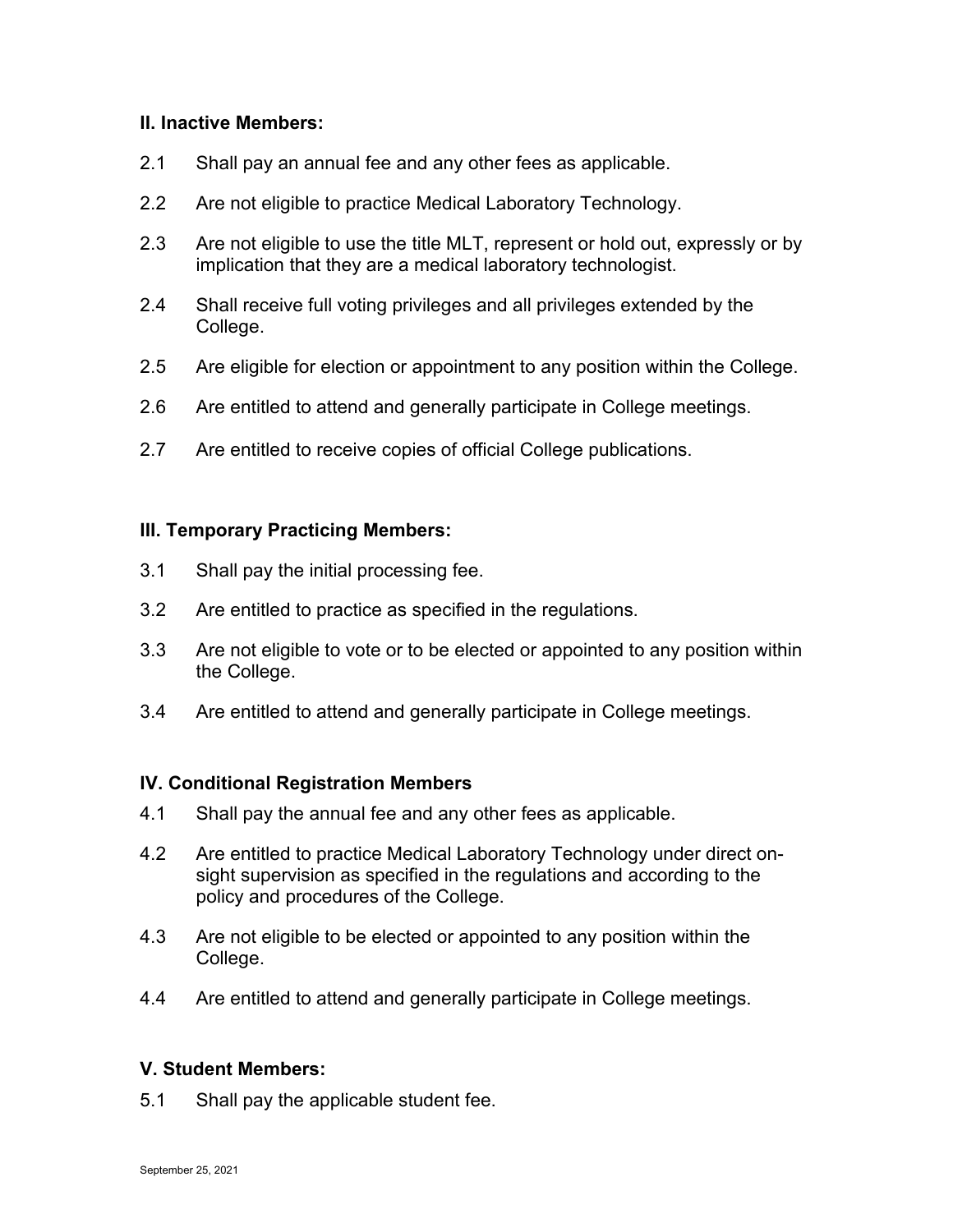### II. Inactive Members:

2.1 Shall pay an annual fee and any other fees as applicable.

2.2 Are not eligible to practice Medical Laboratory Technology.

2.3 Are not eligible to use the title MLT, represent or hold out, expressly or by implication that they are a medical laboratory technologist.

2.4 Shall receive full voting privileges and all privileges extended by the College.

2.5 Are eligible for election or appointment to any position within the College.

2.6 Are entitled to attend and generally participate in College meetings.

2.7 Are entitled to receive copies of official College publications.

### III. Temporary Practicing Members:

3.1 Shall pay the initial processing fee.

3.2 Are entitled to practice as specified in the regulations.

3.3 Are not eligible to vote or to be elected or appointed to any position within the College.

3.4 Are entitled to attend and generally participate in College meetings.

### IV. Conditional Registration Members

4.1 Shall pay the annual fee and any other fees as applicable.

4.2 Are entitled to practice Medical Laboratory Technology under direct on-sight supervision as specified in the regulations and according to the policy and procedures of the College.

4.3 Are not eligible to be elected or appointed to any position within the College.

4.4 Are entitled to attend and generally participate in College meetings.

### V. Student Members:

5.1 Shall pay the applicable student fee.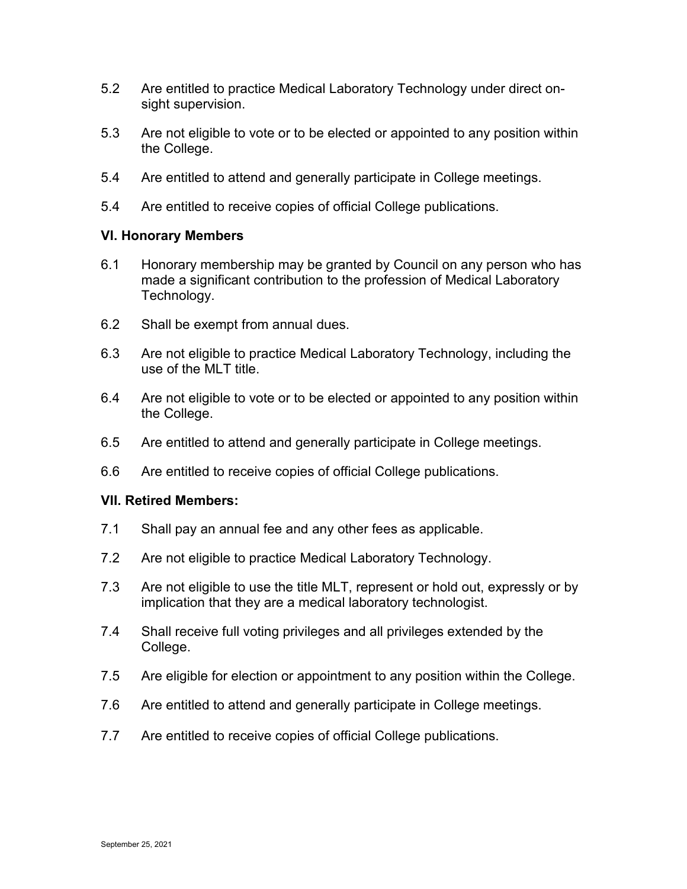5.2 Are entitled to practice Medical Laboratory Technology under direct on-sight supervision.

5.3 Are not eligible to vote or to be elected or appointed to any position within the College.

5.4 Are entitled to attend and generally participate in College meetings.

5.4 Are entitled to receive copies of official College publications.

### VI. Honorary Members

6.1 Honorary membership may be granted by Council on any person who has made a significant contribution to the profession of Medical Laboratory Technology.

6.2 Shall be exempt from annual dues.

6.3 Are not eligible to practice Medical Laboratory Technology, including the use of the MLT title.

6.4 Are not eligible to vote or to be elected or appointed to any position within the College.

6.5 Are entitled to attend and generally participate in College meetings.

6.6 Are entitled to receive copies of official College publications.

### VII. Retired Members:

7.1 Shall pay an annual fee and any other fees as applicable.

7.2 Are not eligible to practice Medical Laboratory Technology.

7.3 Are not eligible to use the title MLT, represent or hold out, expressly or by implication that they are a medical laboratory technologist.

7.4 Shall receive full voting privileges and all privileges extended by the College.

7.5 Are eligible for election or appointment to any position within the College.

7.6 Are entitled to attend and generally participate in College meetings.

7.7 Are entitled to receive copies of official College publications.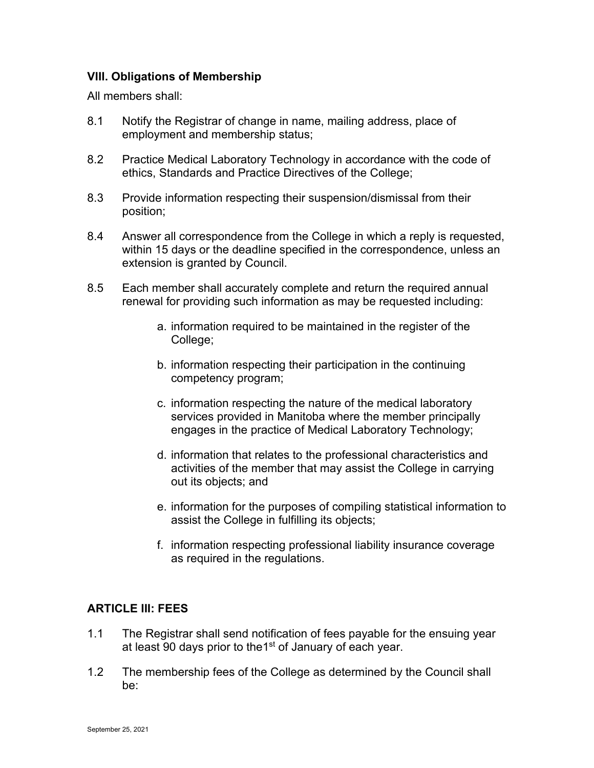### VIII. Obligations of Membership

All members shall:

8.1 Notify the Registrar of change in name, mailing address, place of employment and membership status;

8.2 Practice Medical Laboratory Technology in accordance with the code of ethics, Standards and Practice Directives of the College;

8.3 Provide information respecting their suspension/dismissal from their position;

8.4 Answer all correspondence from the College in which a reply is requested, within 15 days or the deadline specified in the correspondence, unless an extension is granted by Council.

8.5 Each member shall accurately complete and return the required annual renewal for providing such information as may be requested including:

a. information required to be maintained in the register of the College;

b. information respecting their participation in the continuing competency program;

c. information respecting the nature of the medical laboratory services provided in Manitoba where the member principally engages in the practice of Medical Laboratory Technology;

d. information that relates to the professional characteristics and activities of the member that may assist the College in carrying out its objects; and

e. information for the purposes of compiling statistical information to assist the College in fulfilling its objects;

f. information respecting professional liability insurance coverage as required in the regulations.

### ARTICLE III: FEES

1.1 The Registrar shall send notification of fees payable for the ensuing year at least 90 days prior to the1st of January of each year.

1.2 The membership fees of the College as determined by the Council shall be: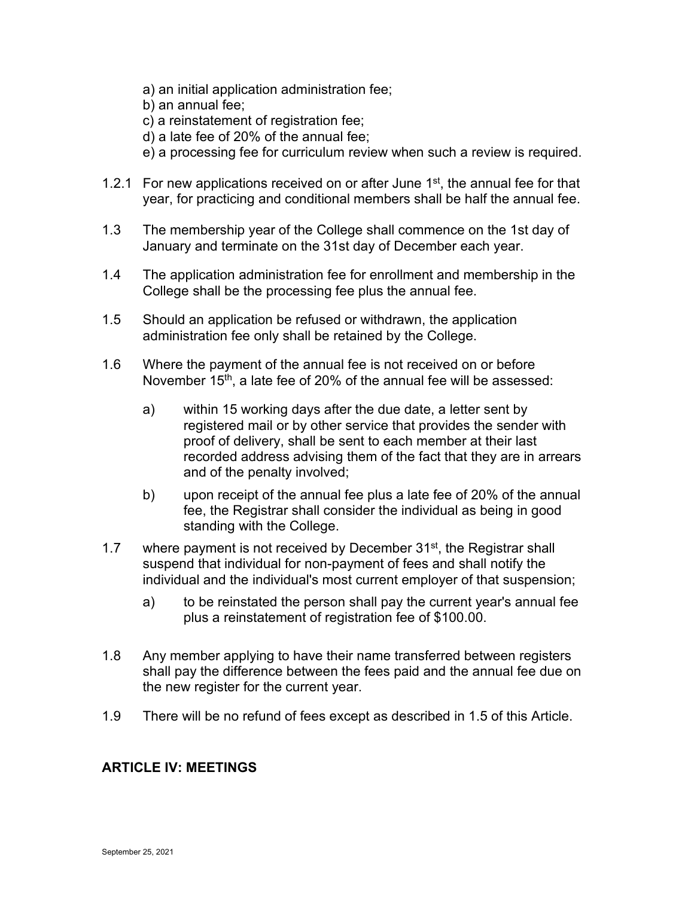a) an initial application administration fee;
b) an annual fee;
c) a reinstatement of registration fee;
d) a late fee of 20% of the annual fee;
e) a processing fee for curriculum review when such a review is required.

1.2.1 For new applications received on or after June 1st, the annual fee for that year, for practicing and conditional members shall be half the annual fee.

1.3 The membership year of the College shall commence on the 1st day of January and terminate on the 31st day of December each year.

1.4 The application administration fee for enrollment and membership in the College shall be the processing fee plus the annual fee.

1.5 Should an application be refused or withdrawn, the application administration fee only shall be retained by the College.

1.6 Where the payment of the annual fee is not received on or before November 15th, a late fee of 20% of the annual fee will be assessed:

   a) within 15 working days after the due date, a letter sent by registered mail or by other service that provides the sender with proof of delivery, shall be sent to each member at their last recorded address advising them of the fact that they are in arrears and of the penalty involved;

   b) upon receipt of the annual fee plus a late fee of 20% of the annual fee, the Registrar shall consider the individual as being in good standing with the College.

1.7 where payment is not received by December 31st, the Registrar shall suspend that individual for non-payment of fees and shall notify the individual and the individual's most current employer of that suspension;

   a) to be reinstated the person shall pay the current year's annual fee plus a reinstatement of registration fee of $100.00.

1.8 Any member applying to have their name transferred between registers shall pay the difference between the fees paid and the annual fee due on the new register for the current year.

1.9 There will be no refund of fees except as described in 1.5 of this Article.

## ARTICLE IV: MEETINGS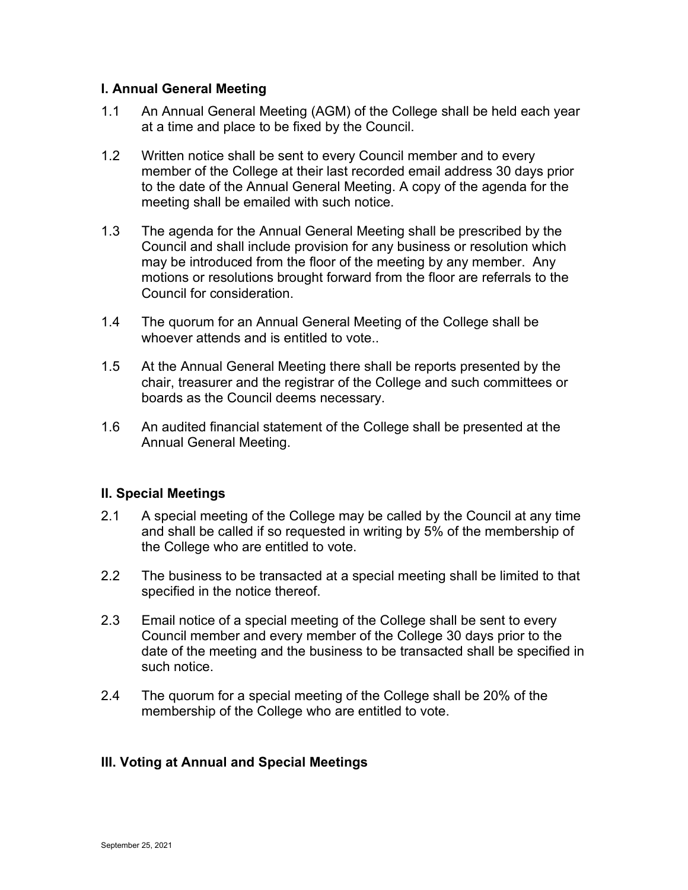## I. Annual General Meeting

1.1 An Annual General Meeting (AGM) of the College shall be held each year at a time and place to be fixed by the Council.

1.2 Written notice shall be sent to every Council member and to every member of the College at their last recorded email address 30 days prior to the date of the Annual General Meeting. A copy of the agenda for the meeting shall be emailed with such notice.

1.3 The agenda for the Annual General Meeting shall be prescribed by the Council and shall include provision for any business or resolution which may be introduced from the floor of the meeting by any member. Any motions or resolutions brought forward from the floor are referrals to the Council for consideration.

1.4 The quorum for an Annual General Meeting of the College shall be whoever attends and is entitled to vote..

1.5 At the Annual General Meeting there shall be reports presented by the chair, treasurer and the registrar of the College and such committees or boards as the Council deems necessary.

1.6 An audited financial statement of the College shall be presented at the Annual General Meeting.

## II. Special Meetings

2.1 A special meeting of the College may be called by the Council at any time and shall be called if so requested in writing by 5% of the membership of the College who are entitled to vote.

2.2 The business to be transacted at a special meeting shall be limited to that specified in the notice thereof.

2.3 Email notice of a special meeting of the College shall be sent to every Council member and every member of the College 30 days prior to the date of the meeting and the business to be transacted shall be specified in such notice.

2.4 The quorum for a special meeting of the College shall be 20% of the membership of the College who are entitled to vote.

## III. Voting at Annual and Special Meetings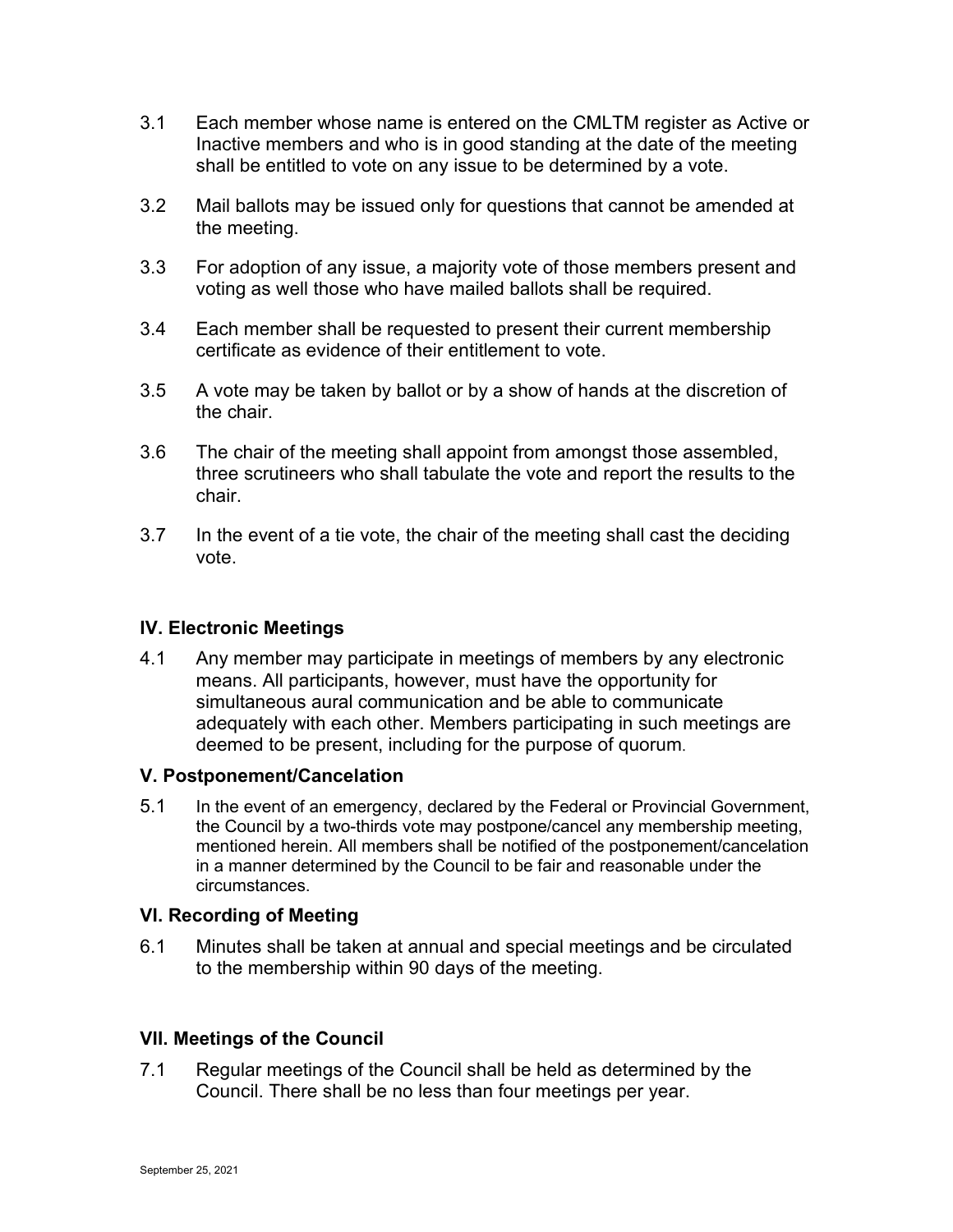3.1 Each member whose name is entered on the CMLTM register as Active or Inactive members and who is in good standing at the date of the meeting shall be entitled to vote on any issue to be determined by a vote.

3.2 Mail ballots may be issued only for questions that cannot be amended at the meeting.

3.3 For adoption of any issue, a majority vote of those members present and voting as well those who have mailed ballots shall be required.

3.4 Each member shall be requested to present their current membership certificate as evidence of their entitlement to vote.

3.5 A vote may be taken by ballot or by a show of hands at the discretion of the chair.

3.6 The chair of the meeting shall appoint from amongst those assembled, three scrutineers who shall tabulate the vote and report the results to the chair.

3.7 In the event of a tie vote, the chair of the meeting shall cast the deciding vote.

### IV. Electronic Meetings

4.1 Any member may participate in meetings of members by any electronic means. All participants, however, must have the opportunity for simultaneous aural communication and be able to communicate adequately with each other. Members participating in such meetings are deemed to be present, including for the purpose of quorum.

### V. Postponement/Cancelation

5.1 In the event of an emergency, declared by the Federal or Provincial Government, the Council by a two-thirds vote may postpone/cancel any membership meeting, mentioned herein. All members shall be notified of the postponement/cancelation in a manner determined by the Council to be fair and reasonable under the circumstances.

### VI. Recording of Meeting

6.1 Minutes shall be taken at annual and special meetings and be circulated to the membership within 90 days of the meeting.

### VII. Meetings of the Council

7.1 Regular meetings of the Council shall be held as determined by the Council. There shall be no less than four meetings per year.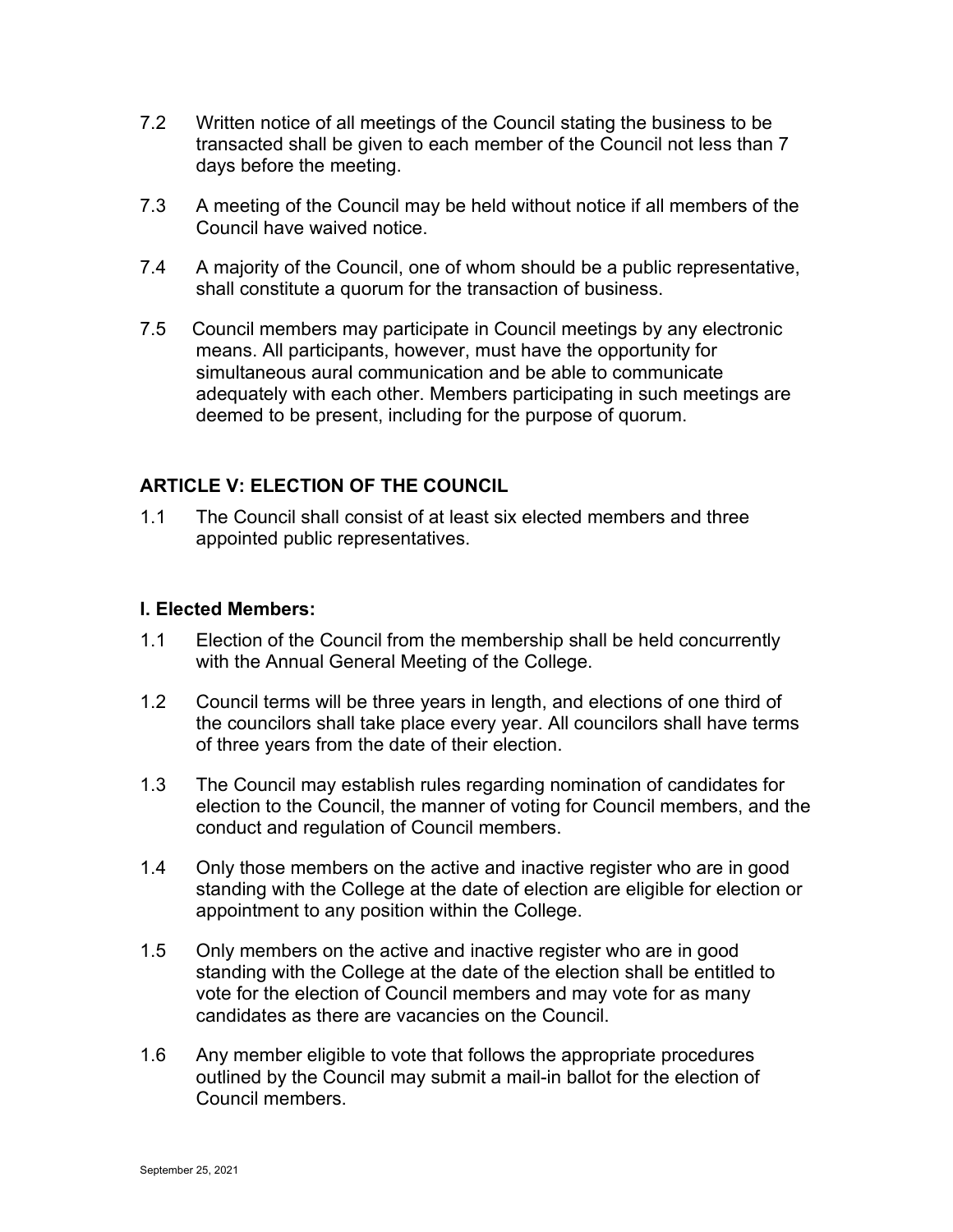7.2 Written notice of all meetings of the Council stating the business to be transacted shall be given to each member of the Council not less than 7 days before the meeting.

7.3 A meeting of the Council may be held without notice if all members of the Council have waived notice.

7.4 A majority of the Council, one of whom should be a public representative, shall constitute a quorum for the transaction of business.

7.5 Council members may participate in Council meetings by any electronic means. All participants, however, must have the opportunity for simultaneous aural communication and be able to communicate adequately with each other. Members participating in such meetings are deemed to be present, including for the purpose of quorum.

## ARTICLE V: ELECTION OF THE COUNCIL

1.1 The Council shall consist of at least six elected members and three appointed public representatives.

### I. Elected Members:

1.1 Election of the Council from the membership shall be held concurrently with the Annual General Meeting of the College.

1.2 Council terms will be three years in length, and elections of one third of the councilors shall take place every year. All councilors shall have terms of three years from the date of their election.

1.3 The Council may establish rules regarding nomination of candidates for election to the Council, the manner of voting for Council members, and the conduct and regulation of Council members.

1.4 Only those members on the active and inactive register who are in good standing with the College at the date of election are eligible for election or appointment to any position within the College.

1.5 Only members on the active and inactive register who are in good standing with the College at the date of the election shall be entitled to vote for the election of Council members and may vote for as many candidates as there are vacancies on the Council.

1.6 Any member eligible to vote that follows the appropriate procedures outlined by the Council may submit a mail-in ballot for the election of Council members.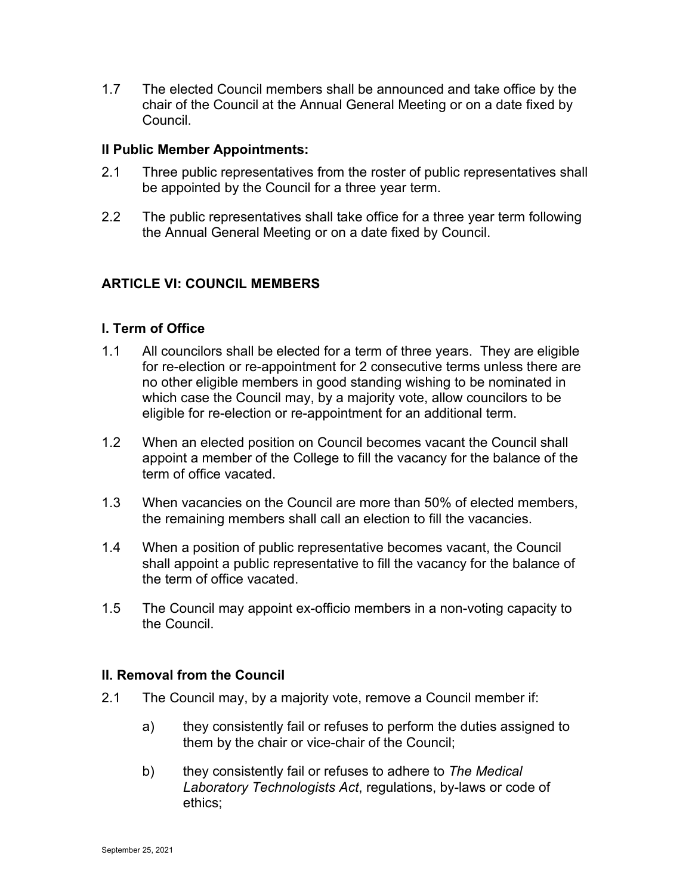1.7 The elected Council members shall be announced and take office by the chair of the Council at the Annual General Meeting or on a date fixed by Council.

### II Public Member Appointments:

2.1 Three public representatives from the roster of public representatives shall be appointed by the Council for a three year term.

2.2 The public representatives shall take office for a three year term following the Annual General Meeting or on a date fixed by Council.

## ARTICLE VI: COUNCIL MEMBERS

### I. Term of Office

1.1 All councilors shall be elected for a term of three years. They are eligible for re-election or re-appointment for 2 consecutive terms unless there are no other eligible members in good standing wishing to be nominated in which case the Council may, by a majority vote, allow councilors to be eligible for re-election or re-appointment for an additional term.

1.2 When an elected position on Council becomes vacant the Council shall appoint a member of the College to fill the vacancy for the balance of the term of office vacated.

1.3 When vacancies on the Council are more than 50% of elected members, the remaining members shall call an election to fill the vacancies.

1.4 When a position of public representative becomes vacant, the Council shall appoint a public representative to fill the vacancy for the balance of the term of office vacated.

1.5 The Council may appoint ex-officio members in a non-voting capacity to the Council.

### II. Removal from the Council

2.1 The Council may, by a majority vote, remove a Council member if:

a) they consistently fail or refuses to perform the duties assigned to them by the chair or vice-chair of the Council;

b) they consistently fail or refuses to adhere to *The Medical Laboratory Technologists Act*, regulations, by-laws or code of ethics;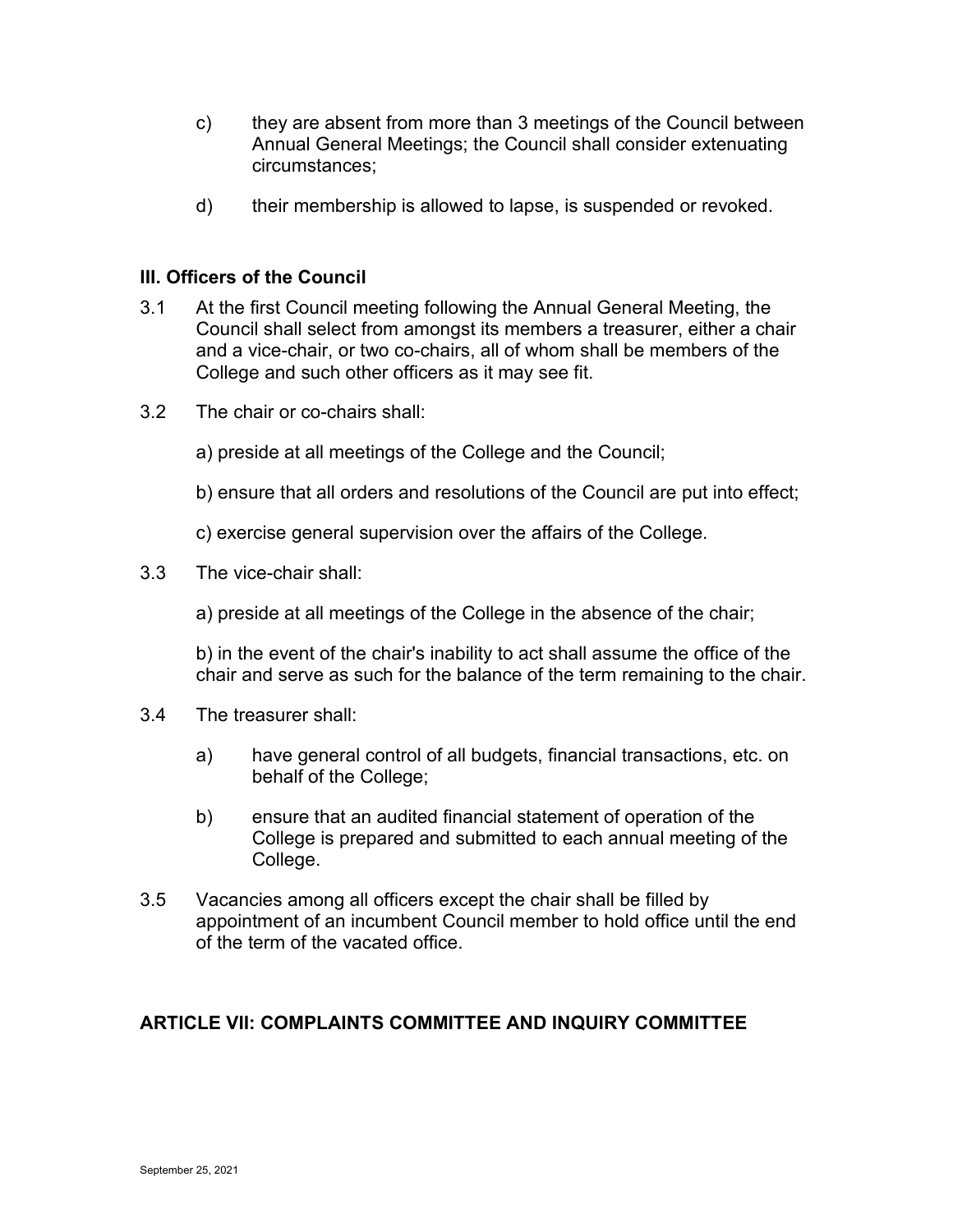c) they are absent from more than 3 meetings of the Council between Annual General Meetings; the Council shall consider extenuating circumstances;

d) their membership is allowed to lapse, is suspended or revoked.

### III. Officers of the Council

3.1 At the first Council meeting following the Annual General Meeting, the Council shall select from amongst its members a treasurer, either a chair and a vice-chair, or two co-chairs, all of whom shall be members of the College and such other officers as it may see fit.

3.2 The chair or co-chairs shall:

a) preside at all meetings of the College and the Council;

b) ensure that all orders and resolutions of the Council are put into effect;

c) exercise general supervision over the affairs of the College.

3.3 The vice-chair shall:

a) preside at all meetings of the College in the absence of the chair;

b) in the event of the chair's inability to act shall assume the office of the chair and serve as such for the balance of the term remaining to the chair.

3.4 The treasurer shall:

a) have general control of all budgets, financial transactions, etc. on behalf of the College;

b) ensure that an audited financial statement of operation of the College is prepared and submitted to each annual meeting of the College.

3.5 Vacancies among all officers except the chair shall be filled by appointment of an incumbent Council member to hold office until the end of the term of the vacated office.

## ARTICLE VII: COMPLAINTS COMMITTEE AND INQUIRY COMMITTEE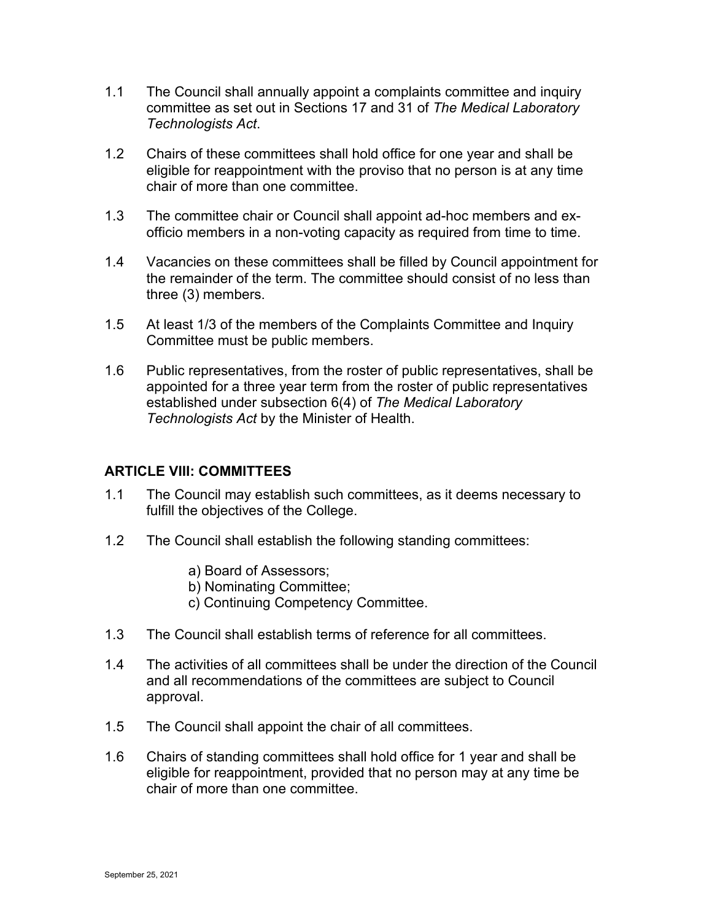1.1 The Council shall annually appoint a complaints committee and inquiry committee as set out in Sections 17 and 31 of *The Medical Laboratory Technologists Act*.

1.2 Chairs of these committees shall hold office for one year and shall be eligible for reappointment with the proviso that no person is at any time chair of more than one committee.

1.3 The committee chair or Council shall appoint ad-hoc members and ex-officio members in a non-voting capacity as required from time to time.

1.4 Vacancies on these committees shall be filled by Council appointment for the remainder of the term. The committee should consist of no less than three (3) members.

1.5 At least 1/3 of the members of the Complaints Committee and Inquiry Committee must be public members.

1.6 Public representatives, from the roster of public representatives, shall be appointed for a three year term from the roster of public representatives established under subsection 6(4) of *The Medical Laboratory Technologists Act* by the Minister of Health.

## ARTICLE VIII: COMMITTEES

1.1 The Council may establish such committees, as it deems necessary to fulfill the objectives of the College.

1.2 The Council shall establish the following standing committees:

   a) Board of Assessors;
   b) Nominating Committee;
   c) Continuing Competency Committee.

1.3 The Council shall establish terms of reference for all committees.

1.4 The activities of all committees shall be under the direction of the Council and all recommendations of the committees are subject to Council approval.

1.5 The Council shall appoint the chair of all committees.

1.6 Chairs of standing committees shall hold office for 1 year and shall be eligible for reappointment, provided that no person may at any time be chair of more than one committee.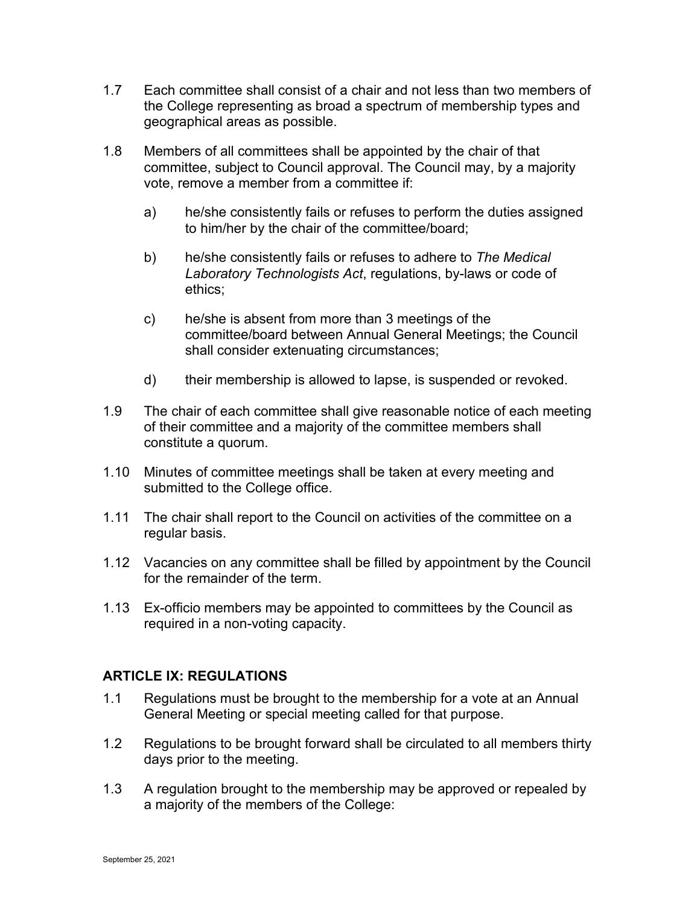1.7 Each committee shall consist of a chair and not less than two members of the College representing as broad a spectrum of membership types and geographical areas as possible.

1.8 Members of all committees shall be appointed by the chair of that committee, subject to Council approval. The Council may, by a majority vote, remove a member from a committee if:

   a) he/she consistently fails or refuses to perform the duties assigned to him/her by the chair of the committee/board;

   b) he/she consistently fails or refuses to adhere to *The Medical Laboratory Technologists Act*, regulations, by-laws or code of ethics;

   c) he/she is absent from more than 3 meetings of the committee/board between Annual General Meetings; the Council shall consider extenuating circumstances;

   d) their membership is allowed to lapse, is suspended or revoked.

1.9 The chair of each committee shall give reasonable notice of each meeting of their committee and a majority of the committee members shall constitute a quorum.

1.10 Minutes of committee meetings shall be taken at every meeting and submitted to the College office.

1.11 The chair shall report to the Council on activities of the committee on a regular basis.

1.12 Vacancies on any committee shall be filled by appointment by the Council for the remainder of the term.

1.13 Ex-officio members may be appointed to committees by the Council as required in a non-voting capacity.

## ARTICLE IX: REGULATIONS

1.1 Regulations must be brought to the membership for a vote at an Annual General Meeting or special meeting called for that purpose.

1.2 Regulations to be brought forward shall be circulated to all members thirty days prior to the meeting.

1.3 A regulation brought to the membership may be approved or repealed by a majority of the members of the College: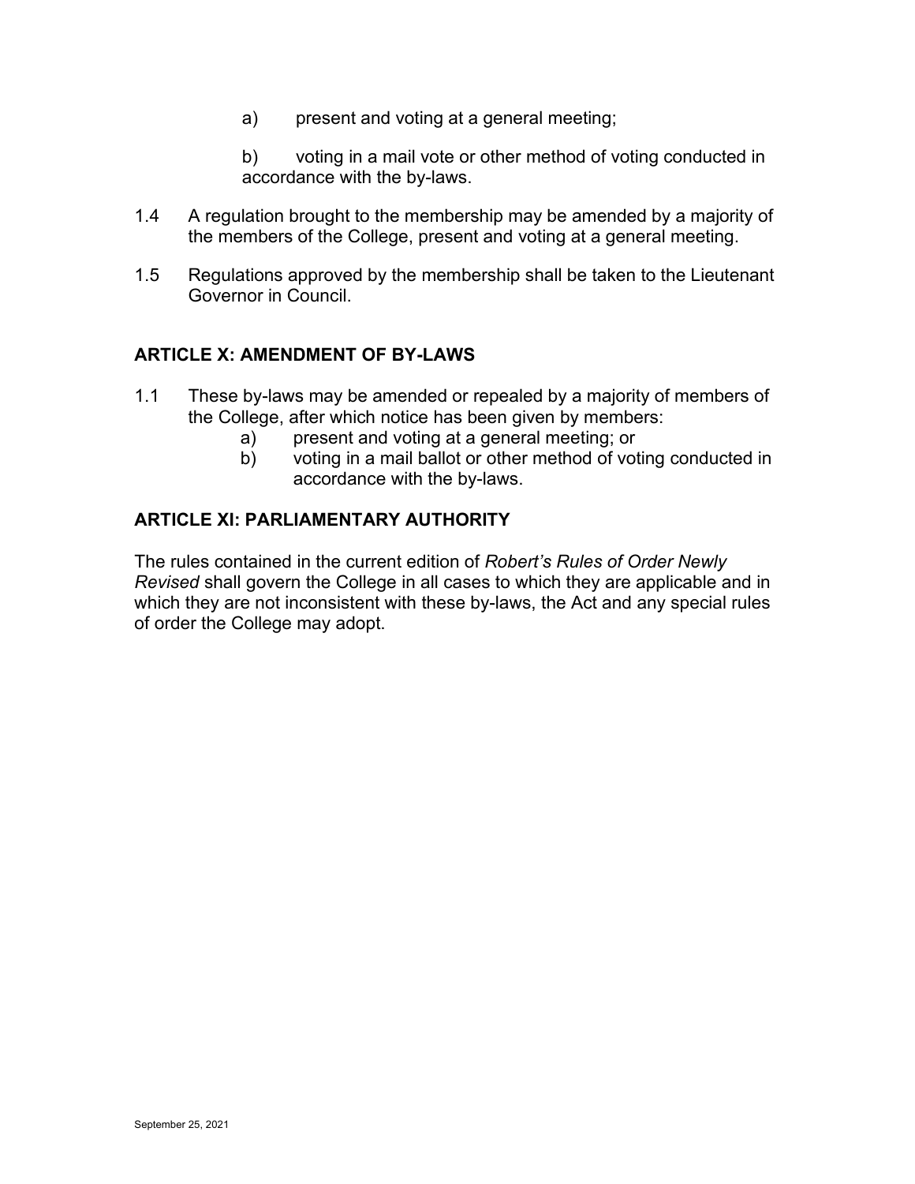a) present and voting at a general meeting;

b) voting in a mail vote or other method of voting conducted in accordance with the by-laws.

1.4 A regulation brought to the membership may be amended by a majority of the members of the College, present and voting at a general meeting.

1.5 Regulations approved by the membership shall be taken to the Lieutenant Governor in Council.

## ARTICLE X: AMENDMENT OF BY-LAWS

1.1 These by-laws may be amended or repealed by a majority of members of the College, after which notice has been given by members:

a) present and voting at a general meeting; or

b) voting in a mail ballot or other method of voting conducted in accordance with the by-laws.

## ARTICLE XI: PARLIAMENTARY AUTHORITY

The rules contained in the current edition of *Robert's Rules of Order Newly Revised* shall govern the College in all cases to which they are applicable and in which they are not inconsistent with these by-laws, the Act and any special rules of order the College may adopt.

September 25, 2021